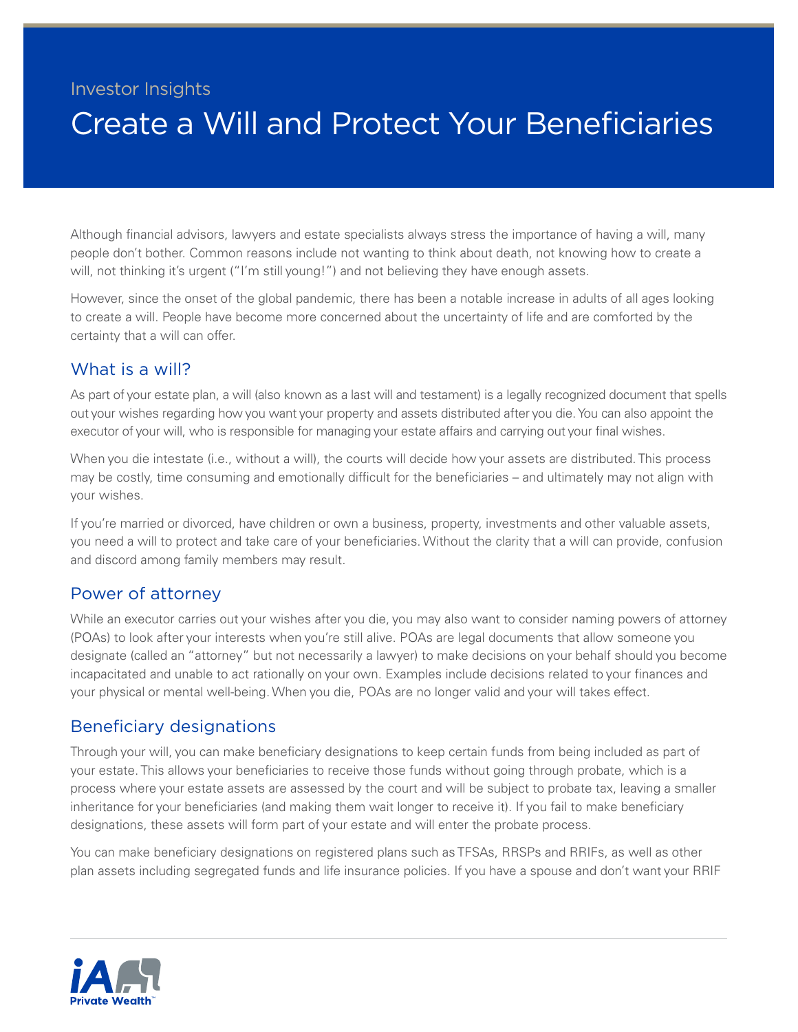Investor Insights

# Create a Will and Protect Your Beneficiaries

Although financial advisors, lawyers and estate specialists always stress the importance of having a will, many people don't bother. Common reasons include not wanting to think about death, not knowing how to create a will, not thinking it's urgent ("I'm still young!") and not believing they have enough assets.

However, since the onset of the global pandemic, there has been a notable increase in adults of all ages looking to create a will. People have become more concerned about the uncertainty of life and are comforted by the certainty that a will can offer.

## What is a will?

As part of your estate plan, a will (also known as a last will and testament) is a legally recognized document that spells out your wishes regarding how you want your property and assets distributed after you die. You can also appoint the executor of your will, who is responsible for managing your estate affairs and carrying out your final wishes.

When you die intestate (i.e., without a will), the courts will decide how your assets are distributed. This process may be costly, time consuming and emotionally difficult for the beneficiaries – and ultimately may not align with your wishes.

If you're married or divorced, have children or own a business, property, investments and other valuable assets, you need a will to protect and take care of your beneficiaries. Without the clarity that a will can provide, confusion and discord among family members may result.

## Power of attorney

While an executor carries out your wishes after you die, you may also want to consider naming powers of attorney (POAs) to look after your interests when you're still alive. POAs are legal documents that allow someone you designate (called an "attorney" but not necessarily a lawyer) to make decisions on your behalf should you become incapacitated and unable to act rationally on your own. Examples include decisions related to your finances and your physical or mental well-being. When you die, POAs are no longer valid and your will takes effect.

## Beneficiary designations

Through your will, you can make beneficiary designations to keep certain funds from being included as part of your estate. This allows your beneficiaries to receive those funds without going through probate, which is a process where your estate assets are assessed by the court and will be subject to probate tax, leaving a smaller inheritance for your beneficiaries (and making them wait longer to receive it). If you fail to make beneficiary designations, these assets will form part of your estate and will enter the probate process.

You can make beneficiary designations on registered plans such as TFSAs, RRSPs and RRIFs, as well as other plan assets including segregated funds and life insurance policies. If you have a spouse and don't want your RRIF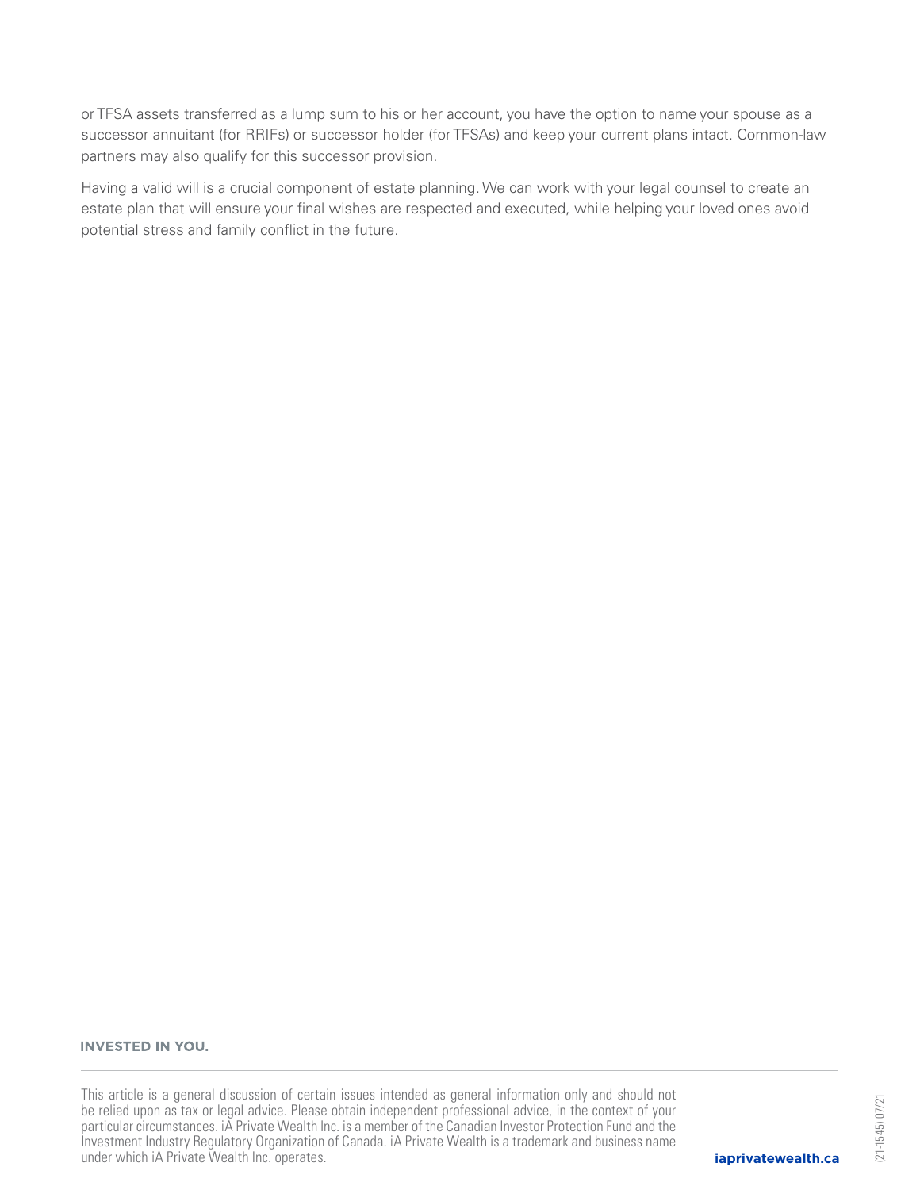or TFSA assets transferred as a lump sum to his or her account, you have the option to name your spouse as a successor annuitant (for RRIFs) or successor holder (for TFSAs) and keep your current plans intact. Common-law partners may also qualify for this successor provision.

Having a valid will is a crucial component of estate planning. We can work with your legal counsel to create an estate plan that will ensure your final wishes are respected and executed, while helping your loved ones avoid potential stress and family conflict in the future.

**INVESTED IN YOU.**

This article is a general discussion of certain issues intended as general information only and should not be relied upon as tax or legal advice. Please obtain independent professional advice, in the context of your particular circumstances. iA Private Wealth Inc. is a member of the Canadian Investor Protection Fund and the Investment Industry Regulatory Organization of Canada. iA Private Wealth is a trademark and business name under which iA Private Wealth Inc. operates.

**iaprivatewealth.ca**

(21-1545) 07/21